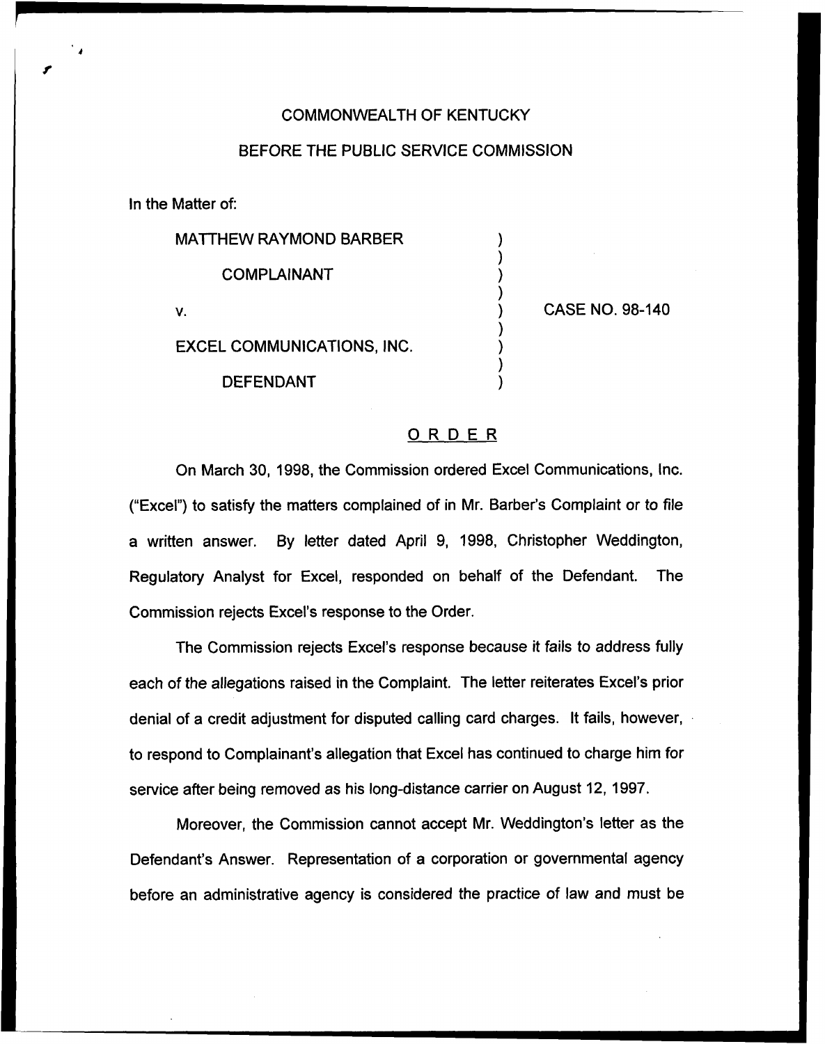COMMONWEALTH OF KENTUCKY

BEFORE THE PUBLIC SERVICE COMMISSION

In the Matter of:

| | | |
|---|---|---|
| MATTHEW RAYMOND BARBER<br><br>COMPLAINANT<br><br>v.<br><br>EXCEL COMMUNICATIONS, INC.<br><br>DEFENDANT | ) | CASE NO. 98-140 |

## ORDER

On March 30, 1998, the Commission ordered Excel Communications, Inc. ("Excel") to satisfy the matters complained of in Mr. Barber's Complaint or to file a written answer. By letter dated April 9, 1998, Christopher Weddington, Regulatory Analyst for Excel, responded on behalf of the Defendant. The Commission rejects Excel's response to the Order.

The Commission rejects Excel's response because it fails to address fully each of the allegations raised in the Complaint. The letter reiterates Excel's prior denial of a credit adjustment for disputed calling card charges. It fails, however, to respond to Complainant's allegation that Excel has continued to charge him for service after being removed as his long-distance carrier on August 12, 1997.

Moreover, the Commission cannot accept Mr. Weddington's letter as the Defendant's Answer. Representation of a corporation or governmental agency before an administrative agency is considered the practice of law and must be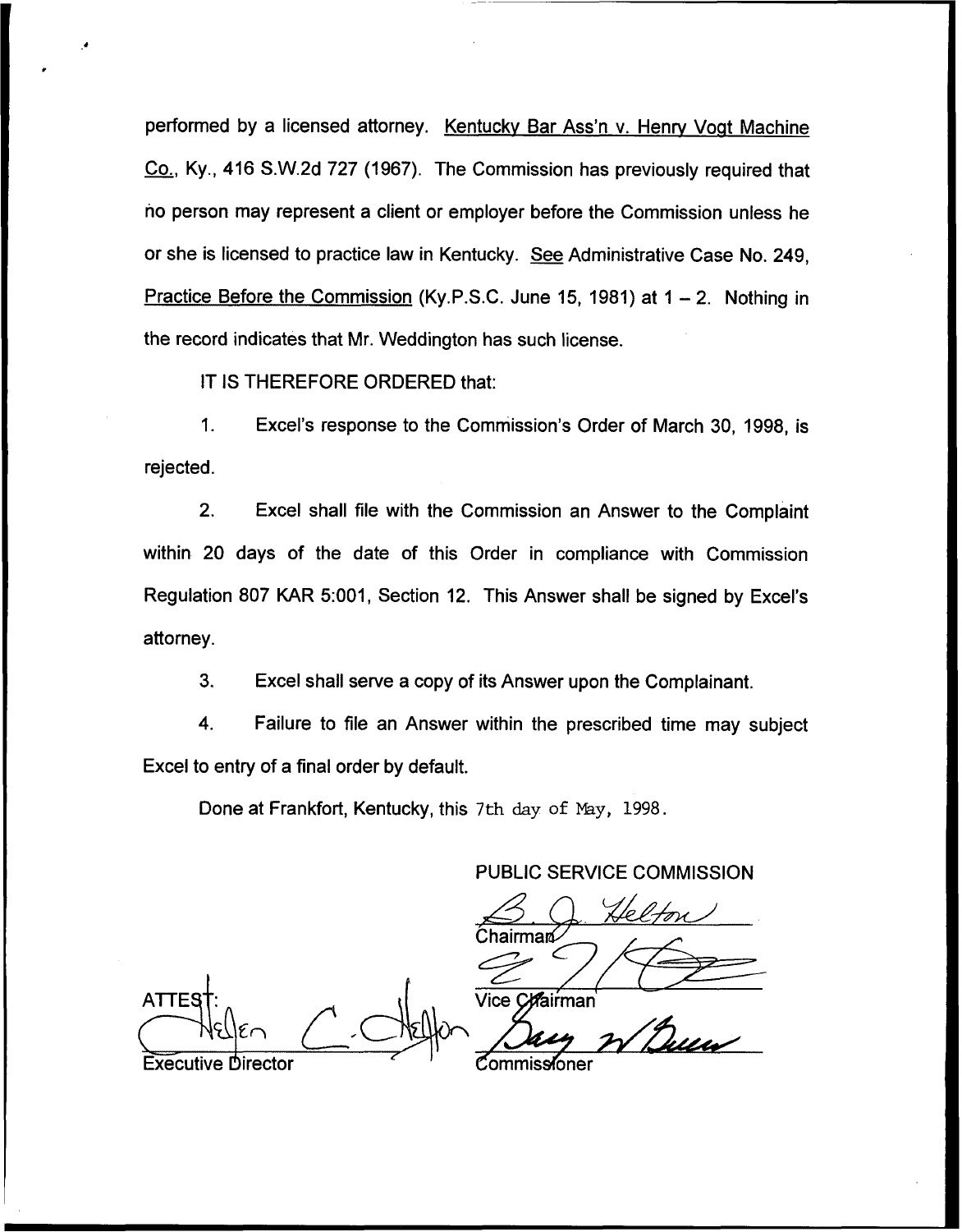performed by a licensed attorney. Kentucky Bar Ass'n v. Henry Vogt Machine Co., Ky., 416 S.W.2d 727 (1967). The Commission has previously required that no person may represent a client or employer before the Commission unless he or she is licensed to practice law in Kentucky. See Administrative Case No. 249, Practice Before the Commission (Ky.P.S.C. June 15, 1981) at 1 – 2. Nothing in the record indicates that Mr. Weddington has such license.

IT IS THEREFORE ORDERED that:

1. Excel's response to the Commission's Order of March 30, 1998, is rejected.

2. Excel shall file with the Commission an Answer to the Complaint within 20 days of the date of this Order in compliance with Commission Regulation 807 KAR 5:001, Section 12. This Answer shall be signed by Excel's attorney.

3. Excel shall serve a copy of its Answer upon the Complainant.

4. Failure to file an Answer within the prescribed time may subject Excel to entry of a final order by default.

Done at Frankfort, Kentucky, this 7th day of May, 1998.

PUBLIC SERVICE COMMISSION

Chairman

Vice Chairman

Commissioner

ATTEST:

Executive Director